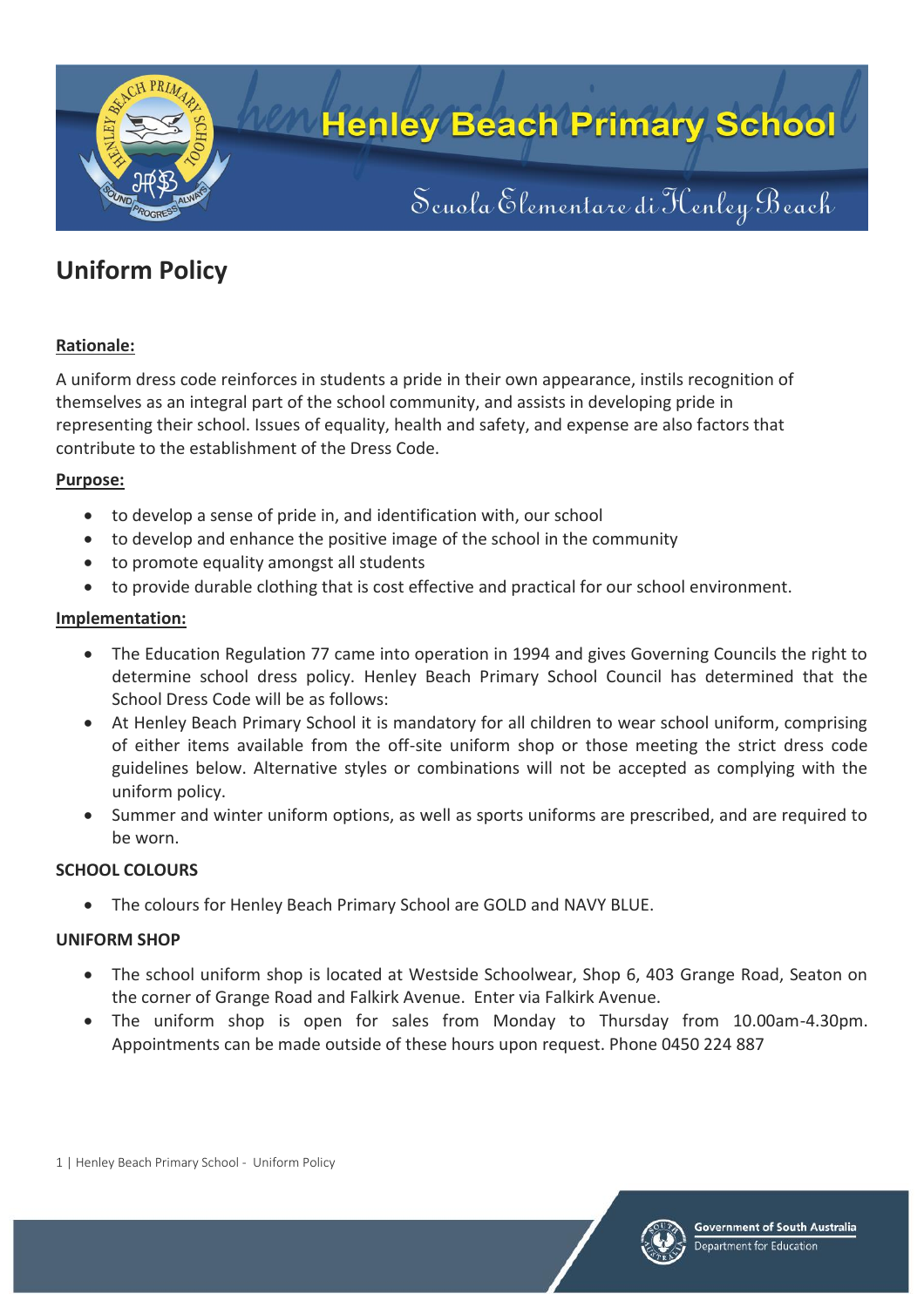# Henley Beach Primary School

Scuola Elementare di Henley Beach

## Uniform Policy

**Rationale:**

A uniform dress code reinforces in students a pride in their own appearance, instils recognition of themselves as an integral part of the school community, and assists in developing pride in representing their school. Issues of equality, health and safety, and expense are also factors that contribute to the establishment of the Dress Code.

**Purpose:**

- to develop a sense of pride in, and identification with, our school
- to develop and enhance the positive image of the school in the community
- to promote equality amongst all students
- to provide durable clothing that is cost effective and practical for our school environment.

**Implementation:**

- The Education Regulation 77 came into operation in 1994 and gives Governing Councils the right to determine school dress policy. Henley Beach Primary School Council has determined that the School Dress Code will be as follows:
- At Henley Beach Primary School it is mandatory for all children to wear school uniform, comprising of either items available from the off-site uniform shop or those meeting the strict dress code guidelines below. Alternative styles or combinations will not be accepted as complying with the uniform policy.
- Summer and winter uniform options, as well as sports uniforms are prescribed, and are required to be worn.

**SCHOOL COLOURS**

- The colours for Henley Beach Primary School are GOLD and NAVY BLUE.

**UNIFORM SHOP**

- The school uniform shop is located at Westside Schoolwear, Shop 6, 403 Grange Road, Seaton on the corner of Grange Road and Falkirk Avenue. Enter via Falkirk Avenue.
- The uniform shop is open for sales from Monday to Thursday from 10.00am-4.30pm. Appointments can be made outside of these hours upon request. Phone 0450 224 887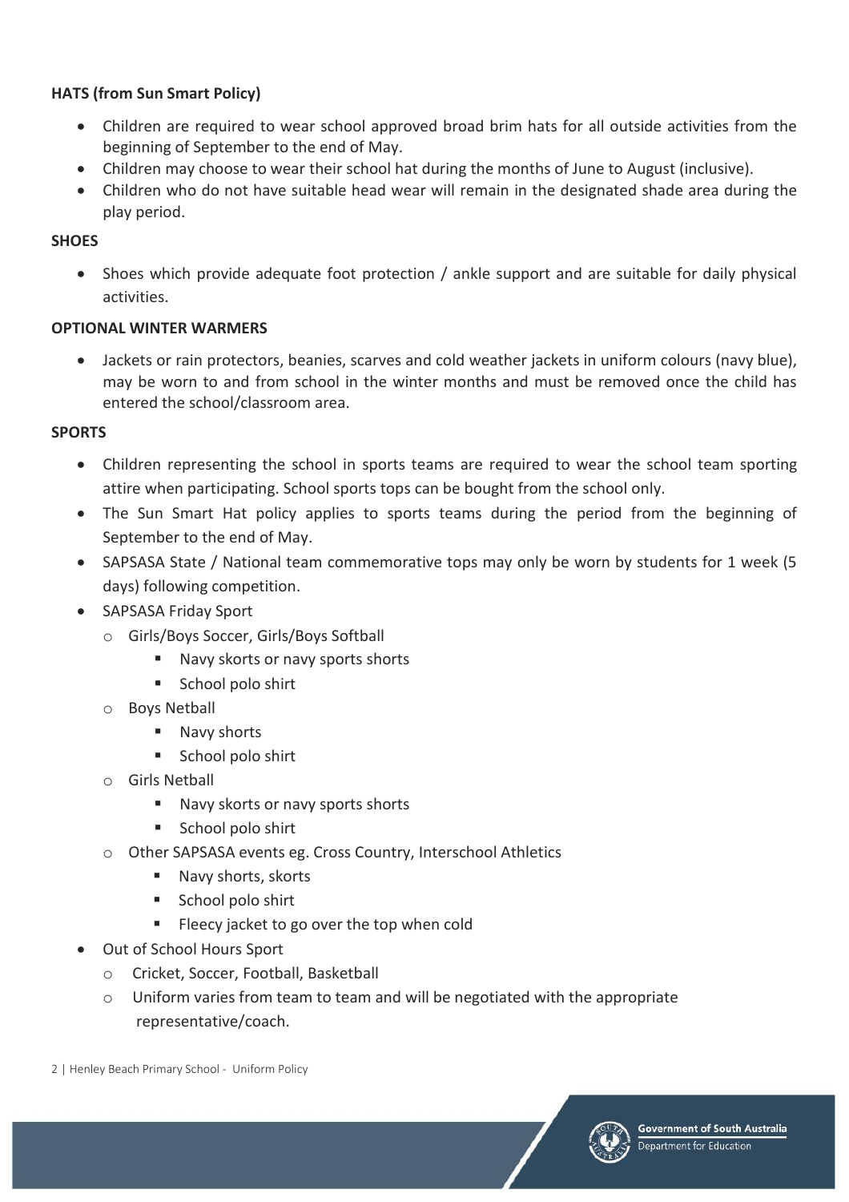**HATS (from Sun Smart Policy)**

- Children are required to wear school approved broad brim hats for all outside activities from the beginning of September to the end of May.
- Children may choose to wear their school hat during the months of June to August (inclusive).
- Children who do not have suitable head wear will remain in the designated shade area during the play period.

**SHOES**

- Shoes which provide adequate foot protection / ankle support and are suitable for daily physical activities.

**OPTIONAL WINTER WARMERS**

- Jackets or rain protectors, beanies, scarves and cold weather jackets in uniform colours (navy blue), may be worn to and from school in the winter months and must be removed once the child has entered the school/classroom area.

**SPORTS**

- Children representing the school in sports teams are required to wear the school team sporting attire when participating. School sports tops can be bought from the school only.
- The Sun Smart Hat policy applies to sports teams during the period from the beginning of September to the end of May.
- SAPSASA State / National team commemorative tops may only be worn by students for 1 week (5 days) following competition.
- SAPSASA Friday Sport
  - Girls/Boys Soccer, Girls/Boys Softball
    - Navy skorts or navy sports shorts
    - School polo shirt
  - Boys Netball
    - Navy shorts
    - School polo shirt
  - Girls Netball
    - Navy skorts or navy sports shorts
    - School polo shirt
  - Other SAPSASA events eg. Cross Country, Interschool Athletics
    - Navy shorts, skorts
    - School polo shirt
    - Fleecy jacket to go over the top when cold
- Out of School Hours Sport
  - Cricket, Soccer, Football, Basketball
  - Uniform varies from team to team and will be negotiated with the appropriate representative/coach.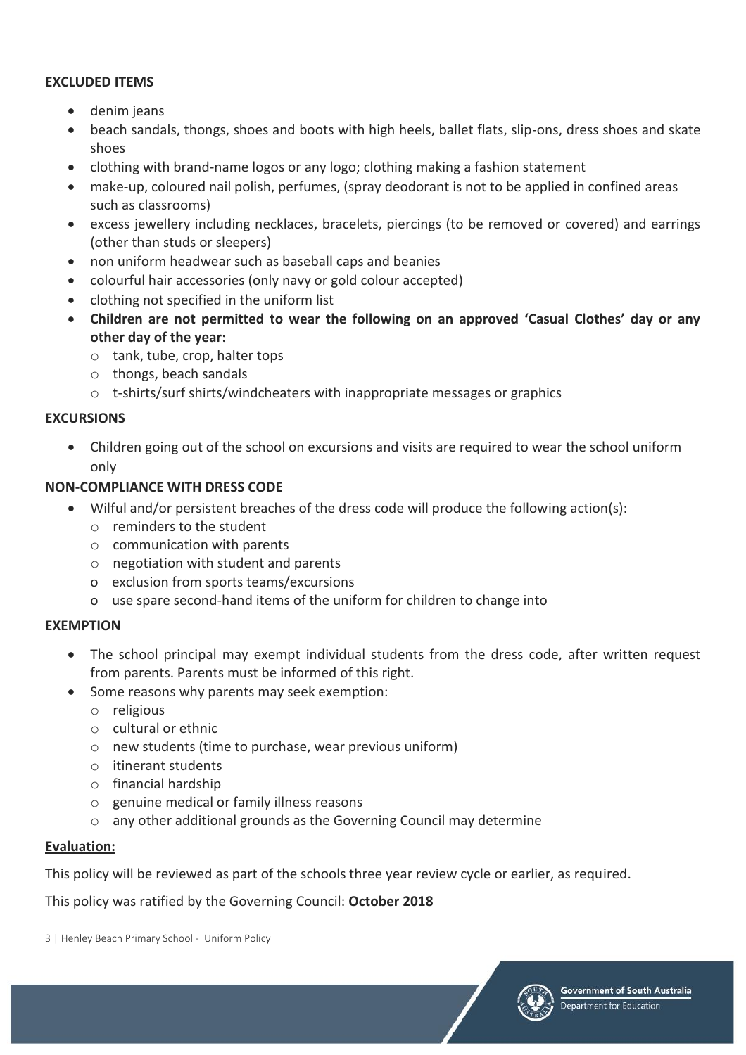**EXCLUDED ITEMS**

- denim jeans
- beach sandals, thongs, shoes and boots with high heels, ballet flats, slip-ons, dress shoes and skate shoes
- clothing with brand-name logos or any logo; clothing making a fashion statement
- make-up, coloured nail polish, perfumes, (spray deodorant is not to be applied in confined areas such as classrooms)
- excess jewellery including necklaces, bracelets, piercings (to be removed or covered) and earrings (other than studs or sleepers)
- non uniform headwear such as baseball caps and beanies
- colourful hair accessories (only navy or gold colour accepted)
- clothing not specified in the uniform list
- **Children are not permitted to wear the following on an approved 'Casual Clothes' day or any other day of the year:**
  - tank, tube, crop, halter tops
  - thongs, beach sandals
  - t-shirts/surf shirts/windcheaters with inappropriate messages or graphics

**EXCURSIONS**

- Children going out of the school on excursions and visits are required to wear the school uniform only

**NON-COMPLIANCE WITH DRESS CODE**

- Wilful and/or persistent breaches of the dress code will produce the following action(s):
  - reminders to the student
  - communication with parents
  - negotiation with student and parents
  - exclusion from sports teams/excursions
  - use spare second-hand items of the uniform for children to change into

**EXEMPTION**

- The school principal may exempt individual students from the dress code, after written request from parents. Parents must be informed of this right.
- Some reasons why parents may seek exemption:
  - religious
  - cultural or ethnic
  - new students (time to purchase, wear previous uniform)
  - itinerant students
  - financial hardship
  - genuine medical or family illness reasons
  - any other additional grounds as the Governing Council may determine

**Evaluation:**

This policy will be reviewed as part of the schools three year review cycle or earlier, as required.

This policy was ratified by the Governing Council: **October 2018**